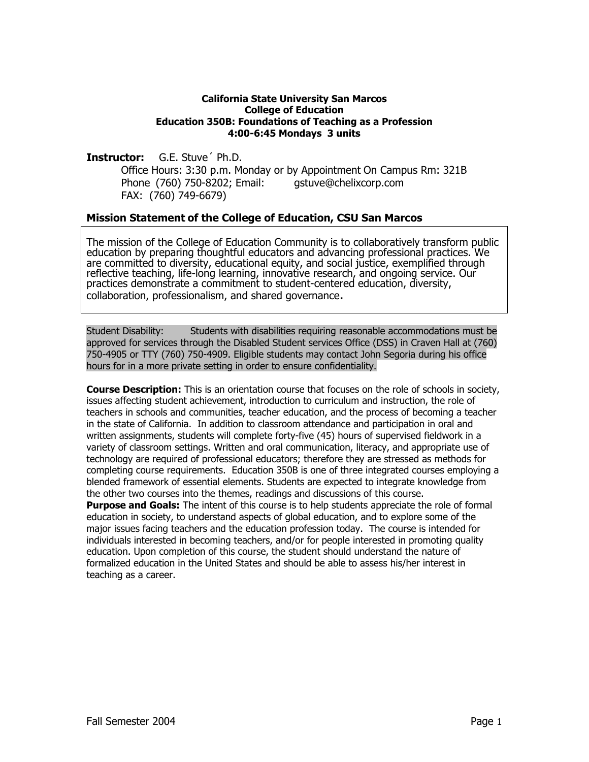**California State University San Marcos**
**College of Education**
**Education 350B: Foundations of Teaching as a Profession**
**4:00-6:45 Mondays 3 units**

**Instructor:** G.E. Stuve´ Ph.D.
Office Hours: 3:30 p.m. Monday or by Appointment On Campus Rm: 321B
Phone (760) 750-8202; Email: gstuve@chelixcorp.com
FAX: (760) 749-6679)

## Mission Statement of the College of Education, CSU San Marcos

The mission of the College of Education Community is to collaboratively transform public education by preparing thoughtful educators and advancing professional practices. We are committed to diversity, educational equity, and social justice, exemplified through reflective teaching, life-long learning, innovative research, and ongoing service. Our practices demonstrate a commitment to student-centered education, diversity, collaboration, professionalism, and shared governance**.**

Student Disability: Students with disabilities requiring reasonable accommodations must be approved for services through the Disabled Student services Office (DSS) in Craven Hall at (760) 750-4905 or TTY (760) 750-4909. Eligible students may contact John Segoria during his office hours for in a more private setting in order to ensure confidentiality.

**Course Description:** This is an orientation course that focuses on the role of schools in society, issues affecting student achievement, introduction to curriculum and instruction, the role of teachers in schools and communities, teacher education, and the process of becoming a teacher in the state of California. In addition to classroom attendance and participation in oral and written assignments, students will complete forty-five (45) hours of supervised fieldwork in a variety of classroom settings. Written and oral communication, literacy, and appropriate use of technology are required of professional educators; therefore they are stressed as methods for completing course requirements. Education 350B is one of three integrated courses employing a blended framework of essential elements. Students are expected to integrate knowledge from the other two courses into the themes, readings and discussions of this course.

**Purpose and Goals:** The intent of this course is to help students appreciate the role of formal education in society, to understand aspects of global education, and to explore some of the major issues facing teachers and the education profession today. The course is intended for individuals interested in becoming teachers, and/or for people interested in promoting quality education. Upon completion of this course, the student should understand the nature of formalized education in the United States and should be able to assess his/her interest in teaching as a career.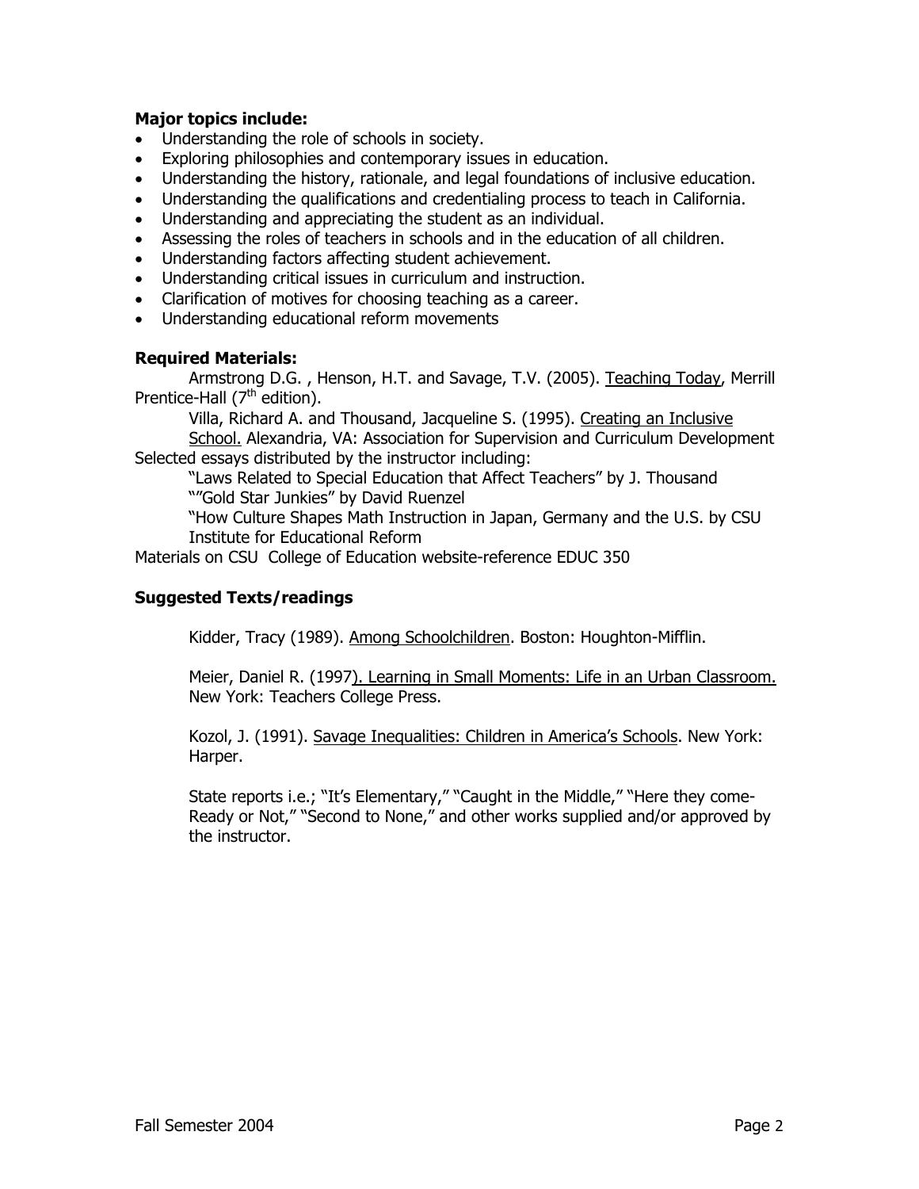**Major topics include:**

- Understanding the role of schools in society.
- Exploring philosophies and contemporary issues in education.
- Understanding the history, rationale, and legal foundations of inclusive education.
- Understanding the qualifications and credentialing process to teach in California.
- Understanding and appreciating the student as an individual.
- Assessing the roles of teachers in schools and in the education of all children.
- Understanding factors affecting student achievement.
- Understanding critical issues in curriculum and instruction.
- Clarification of motives for choosing teaching as a career.
- Understanding educational reform movements

**Required Materials:**

Armstrong D.G. , Henson, H.T. and Savage, T.V. (2005). Teaching Today, Merrill Prentice-Hall (7th edition).

Villa, Richard A. and Thousand, Jacqueline S. (1995). Creating an Inclusive School. Alexandria, VA: Association for Supervision and Curriculum Development

Selected essays distributed by the instructor including:

"Laws Related to Special Education that Affect Teachers" by J. Thousand

""Gold Star Junkies" by David Ruenzel

"How Culture Shapes Math Instruction in Japan, Germany and the U.S. by CSU Institute for Educational Reform

Materials on CSU College of Education website-reference EDUC 350

**Suggested Texts/readings**

Kidder, Tracy (1989). Among Schoolchildren. Boston: Houghton-Mifflin.

Meier, Daniel R. (1997). Learning in Small Moments: Life in an Urban Classroom. New York: Teachers College Press.

Kozol, J. (1991). Savage Inequalities: Children in America's Schools. New York: Harper.

State reports i.e.; "It's Elementary," "Caught in the Middle," "Here they come-Ready or Not," "Second to None," and other works supplied and/or approved by the instructor.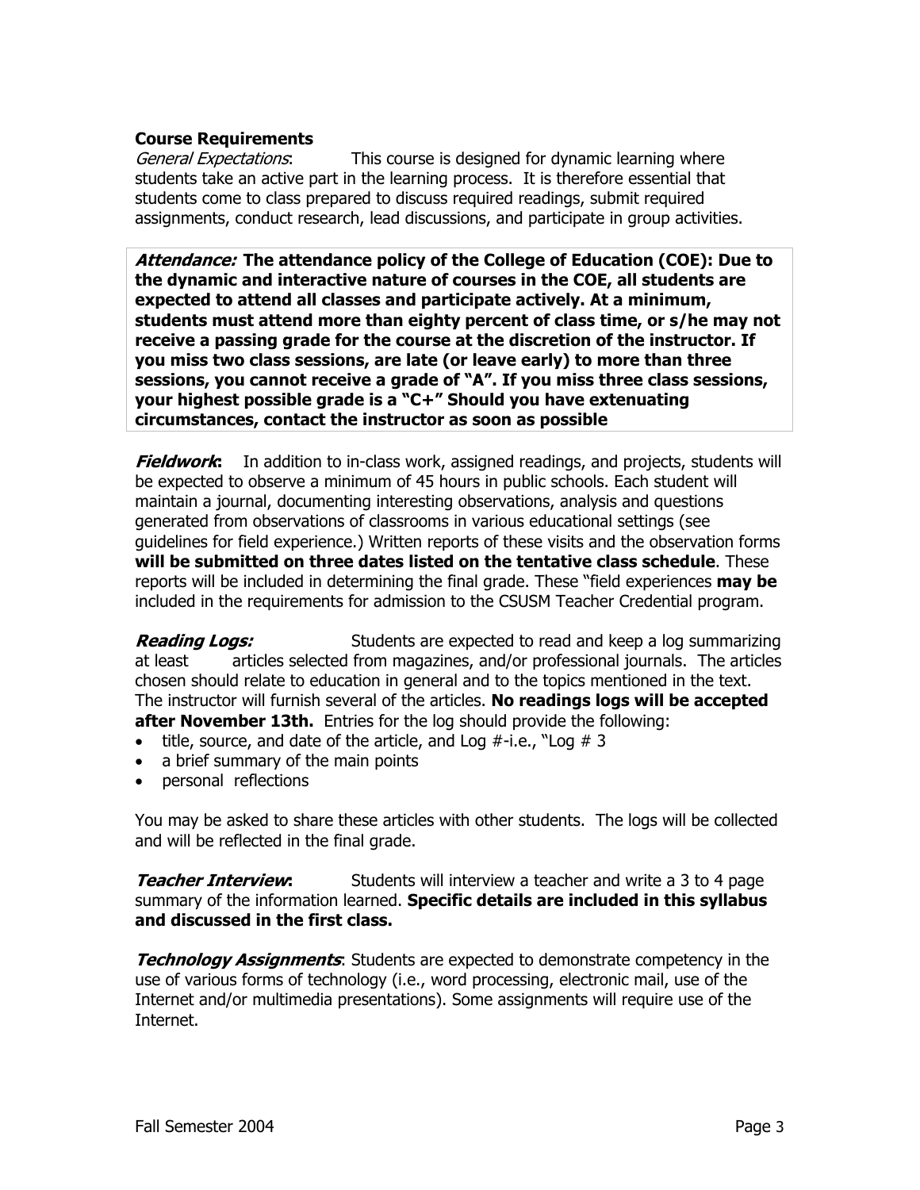**Course Requirements**

*General Expectations*: This course is designed for dynamic learning where students take an active part in the learning process. It is therefore essential that students come to class prepared to discuss required readings, submit required assignments, conduct research, lead discussions, and participate in group activities.

***Attendance:*** **The attendance policy of the College of Education (COE): Due to the dynamic and interactive nature of courses in the COE, all students are expected to attend all classes and participate actively. At a minimum, students must attend more than eighty percent of class time, or s/he may not receive a passing grade for the course at the discretion of the instructor. If you miss two class sessions, are late (or leave early) to more than three sessions, you cannot receive a grade of "A". If you miss three class sessions, your highest possible grade is a "C+" Should you have extenuating circumstances, contact the instructor as soon as possible**

***Fieldwork*:** In addition to in-class work, assigned readings, and projects, students will be expected to observe a minimum of 45 hours in public schools. Each student will maintain a journal, documenting interesting observations, analysis and questions generated from observations of classrooms in various educational settings (see guidelines for field experience.) Written reports of these visits and the observation forms **will be submitted on three dates listed on the tentative class schedule**. These reports will be included in determining the final grade. These "field experiences **may be** included in the requirements for admission to the CSUSM Teacher Credential program.

***Reading Logs:*** Students are expected to read and keep a log summarizing at least articles selected from magazines, and/or professional journals. The articles chosen should relate to education in general and to the topics mentioned in the text. The instructor will furnish several of the articles. **No readings logs will be accepted after November 13th.** Entries for the log should provide the following:

- title, source, and date of the article, and Log #-i.e., "Log # 3
- a brief summary of the main points
- personal reflections

You may be asked to share these articles with other students. The logs will be collected and will be reflected in the final grade.

***Teacher Interview*:** Students will interview a teacher and write a 3 to 4 page summary of the information learned. **Specific details are included in this syllabus and discussed in the first class.**

***Technology Assignments*:** Students are expected to demonstrate competency in the use of various forms of technology (i.e., word processing, electronic mail, use of the Internet and/or multimedia presentations). Some assignments will require use of the Internet.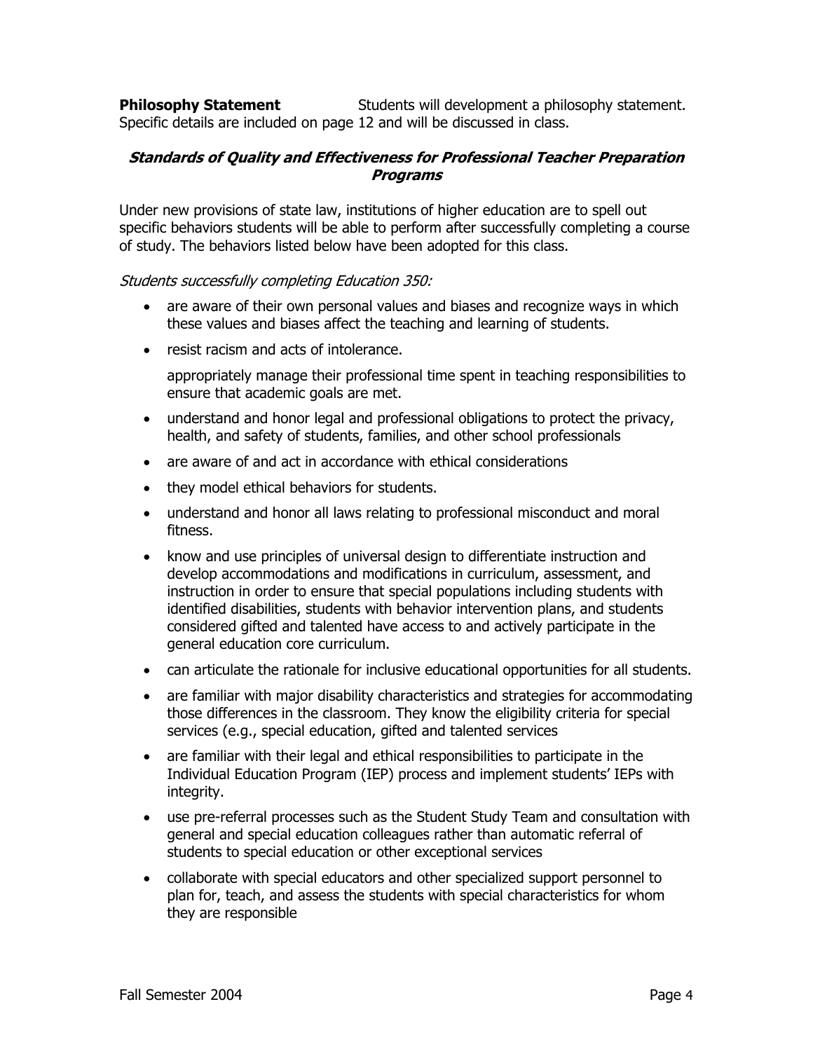**Philosophy Statement** Students will development a philosophy statement. Specific details are included on page 12 and will be discussed in class.

### ***Standards of Quality and Effectiveness for Professional Teacher Preparation Programs***

Under new provisions of state law, institutions of higher education are to spell out specific behaviors students will be able to perform after successfully completing a course of study. The behaviors listed below have been adopted for this class.

*Students successfully completing Education 350:*

- are aware of their own personal values and biases and recognize ways in which these values and biases affect the teaching and learning of students.
- resist racism and acts of intolerance.

  appropriately manage their professional time spent in teaching responsibilities to ensure that academic goals are met.
- understand and honor legal and professional obligations to protect the privacy, health, and safety of students, families, and other school professionals
- are aware of and act in accordance with ethical considerations
- they model ethical behaviors for students.
- understand and honor all laws relating to professional misconduct and moral fitness.
- know and use principles of universal design to differentiate instruction and develop accommodations and modifications in curriculum, assessment, and instruction in order to ensure that special populations including students with identified disabilities, students with behavior intervention plans, and students considered gifted and talented have access to and actively participate in the general education core curriculum.
- can articulate the rationale for inclusive educational opportunities for all students.
- are familiar with major disability characteristics and strategies for accommodating those differences in the classroom. They know the eligibility criteria for special services (e.g., special education, gifted and talented services
- are familiar with their legal and ethical responsibilities to participate in the Individual Education Program (IEP) process and implement students' IEPs with integrity.
- use pre-referral processes such as the Student Study Team and consultation with general and special education colleagues rather than automatic referral of students to special education or other exceptional services
- collaborate with special educators and other specialized support personnel to plan for, teach, and assess the students with special characteristics for whom they are responsible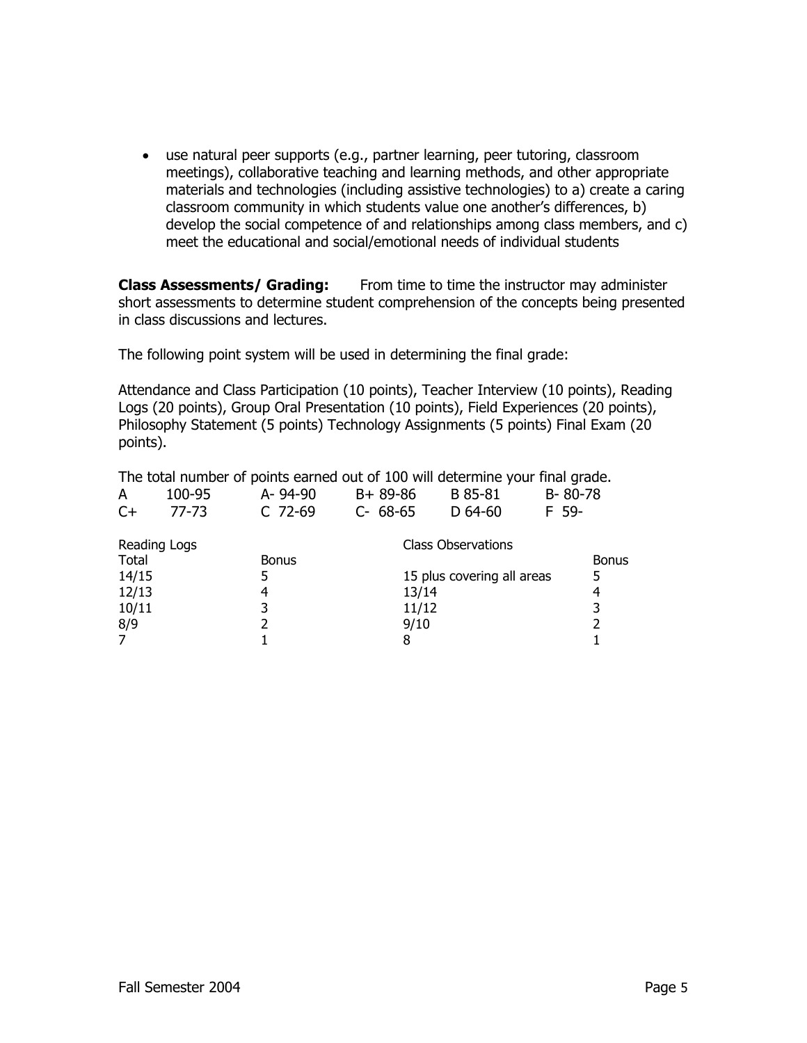- use natural peer supports (e.g., partner learning, peer tutoring, classroom meetings), collaborative teaching and learning methods, and other appropriate materials and technologies (including assistive technologies) to a) create a caring classroom community in which students value one another's differences, b) develop the social competence of and relationships among class members, and c) meet the educational and social/emotional needs of individual students

**Class Assessments/ Grading:** From time to time the instructor may administer short assessments to determine student comprehension of the concepts being presented in class discussions and lectures.

The following point system will be used in determining the final grade:

Attendance and Class Participation (10 points), Teacher Interview (10 points), Reading Logs (20 points), Group Oral Presentation (10 points), Field Experiences (20 points), Philosophy Statement (5 points) Technology Assignments (5 points) Final Exam (20 points).

The total number of points earned out of 100 will determine your final grade.

| | | | | | | | | | |
|---|---|---|---|---|---|---|---|---|---|
| A | 100-95 | A- | 94-90 | B+ | 89-86 | B | 85-81 | B- | 80-78 |
| C+ | 77-73 | C | 72-69 | C- | 68-65 | D | 64-60 | F | 59- |

| Reading Logs Total | Bonus | Class Observations | Bonus |
|---|---|---|---|
| 14/15 | 5 | 15 plus covering all areas | 5 |
| 12/13 | 4 | 13/14 | 4 |
| 10/11 | 3 | 11/12 | 3 |
| 8/9 | 2 | 9/10 | 2 |
| 7 | 1 | 8 | 1 |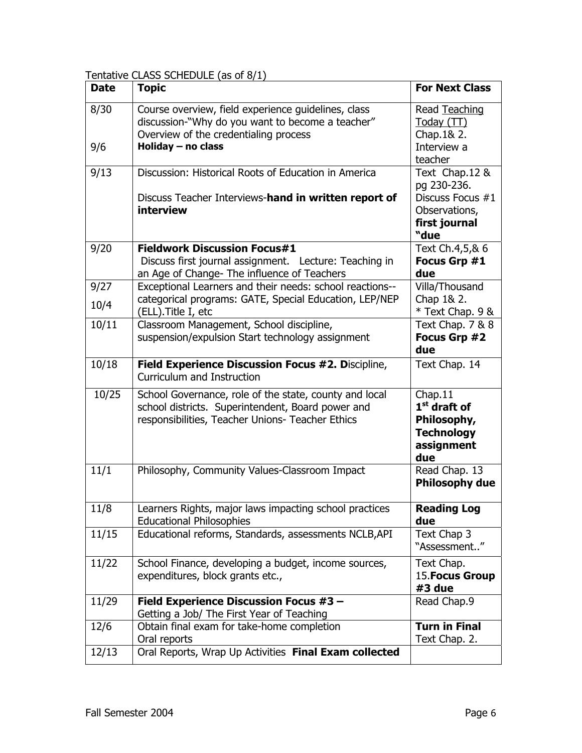Tentative CLASS SCHEDULE (as of 8/1)

| Date | Topic | For Next Class |
|---|---|---|
| 8/30<br><br>9/6 | Course overview, field experience guidelines, class discussion-"Why do you want to become a teacher" Overview of the credentialing process<br>**Holiday – no class** | Read Teaching Today (TT) Chap.1& 2. Interview a teacher |
| 9/13 | Discussion: Historical Roots of Education in America<br><br>Discuss Teacher Interviews-**hand in written report of interview** | Text Chap.12 & pg 230-236. Discuss Focus #1 Observations, **first journal "due** |
| 9/20 | **Fieldwork Discussion Focus#1**<br>Discuss first journal assignment. Lecture: Teaching in an Age of Change- The influence of Teachers | Text Ch.4,5,& 6 **Focus Grp #1 due** |
| 9/27<br>10/4 | Exceptional Learners and their needs: school reactions--categorical programs: GATE, Special Education, LEP/NEP (ELL).Title I, etc | Villa/Thousand Chap 1& 2.<br>* Text Chap. 9 & |
| 10/11 | Classroom Management, School discipline, suspension/expulsion Start technology assignment | Text Chap. 7 & 8 **Focus Grp #2 due** |
| 10/18 | **Field Experience Discussion Focus #2. D**iscipline, Curriculum and Instruction | Text Chap. 14 |
| 10/25 | School Governance, role of the state, county and local school districts. Superintendent, Board power and responsibilities, Teacher Unions- Teacher Ethics | Chap.11<br>**1st draft of Philosophy, Technology assignment due** |
| 11/1 | Philosophy, Community Values-Classroom Impact | Read Chap. 13 **Philosophy due** |
| 11/8 | Learners Rights, major laws impacting school practices Educational Philosophies | **Reading Log due** |
| 11/15 | Educational reforms, Standards, assessments NCLB,API | Text Chap 3 "Assessment.." |
| 11/22 | School Finance, developing a budget, income sources, expenditures, block grants etc., | Text Chap. 15.**Focus Group #3 due** |
| 11/29 | **Field Experience Discussion Focus #3 –**<br>Getting a Job/ The First Year of Teaching | Read Chap.9 |
| 12/6 | Obtain final exam for take-home completion<br>Oral reports | **Turn in Final**<br>Text Chap. 2. |
| 12/13 | Oral Reports, Wrap Up Activities **Final Exam collected** | |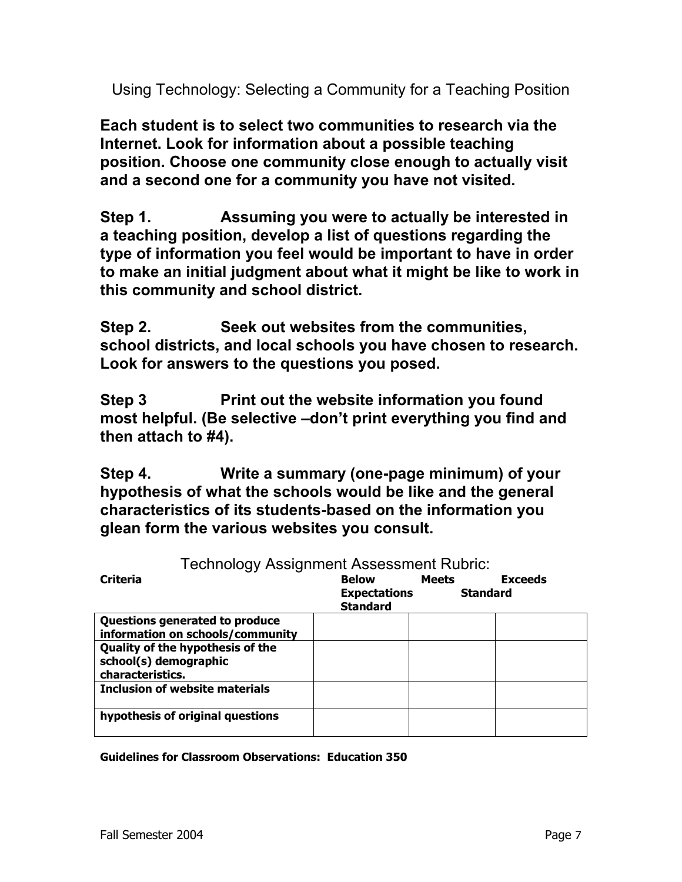# Using Technology: Selecting a Community for a Teaching Position

**Each student is to select two communities to research via the Internet. Look for information about a possible teaching position. Choose one community close enough to actually visit and a second one for a community you have not visited.**

**Step 1.** **Assuming you were to actually be interested in a teaching position, develop a list of questions regarding the type of information you feel would be important to have in order to make an initial judgment about what it might be like to work in this community and school district.**

**Step 2.** **Seek out websites from the communities, school districts, and local schools you have chosen to research. Look for answers to the questions you posed.**

**Step 3** **Print out the website information you found most helpful. (Be selective –don't print everything you find and then attach to #4).**

**Step 4.** **Write a summary (one-page minimum) of your hypothesis of what the schools would be like and the general characteristics of its students-based on the information you glean form the various websites you consult.**

## Technology Assignment Assessment Rubric:

| **Criteria** | **Below Expectations Standard** | **Meets Standard** | **Exceeds Standard** |
|---|---|---|---|
| **Questions generated to produce information on schools/community** | | | |
| **Quality of the hypothesis of the school(s) demographic characteristics.** | | | |
| **Inclusion of website materials** | | | |
| **hypothesis of original questions** | | | |

**Guidelines for Classroom Observations: Education 350**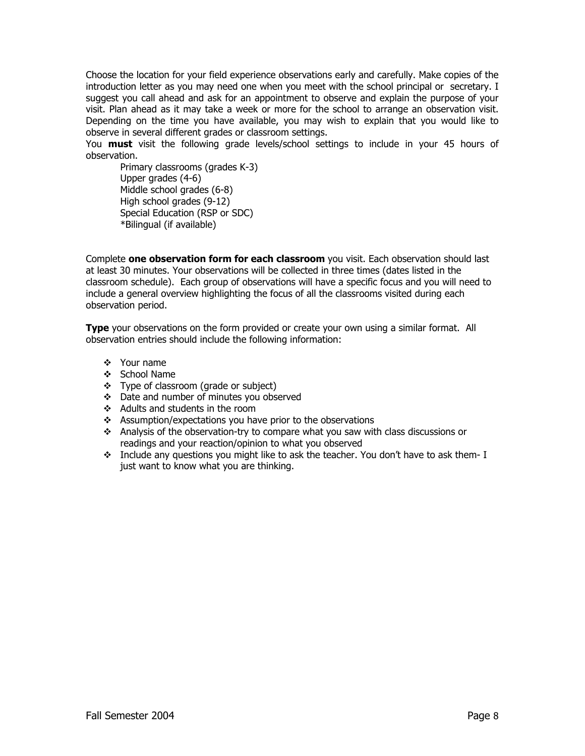Choose the location for your field experience observations early and carefully. Make copies of the introduction letter as you may need one when you meet with the school principal or secretary. I suggest you call ahead and ask for an appointment to observe and explain the purpose of your visit. Plan ahead as it may take a week or more for the school to arrange an observation visit. Depending on the time you have available, you may wish to explain that you would like to observe in several different grades or classroom settings.

You **must** visit the following grade levels/school settings to include in your 45 hours of observation.

- Primary classrooms (grades K-3)
- Upper grades (4-6)
- Middle school grades (6-8)
- High school grades (9-12)
- Special Education (RSP or SDC)
- *Bilingual (if available)

Complete **one observation form for each classroom** you visit. Each observation should last at least 30 minutes. Your observations will be collected in three times (dates listed in the classroom schedule). Each group of observations will have a specific focus and you will need to include a general overview highlighting the focus of all the classrooms visited during each observation period.

**Type** your observations on the form provided or create your own using a similar format. All observation entries should include the following information:

- Your name
- School Name
- Type of classroom (grade or subject)
- Date and number of minutes you observed
- Adults and students in the room
- Assumption/expectations you have prior to the observations
- Analysis of the observation-try to compare what you saw with class discussions or readings and your reaction/opinion to what you observed
- Include any questions you might like to ask the teacher. You don't have to ask them- I just want to know what you are thinking.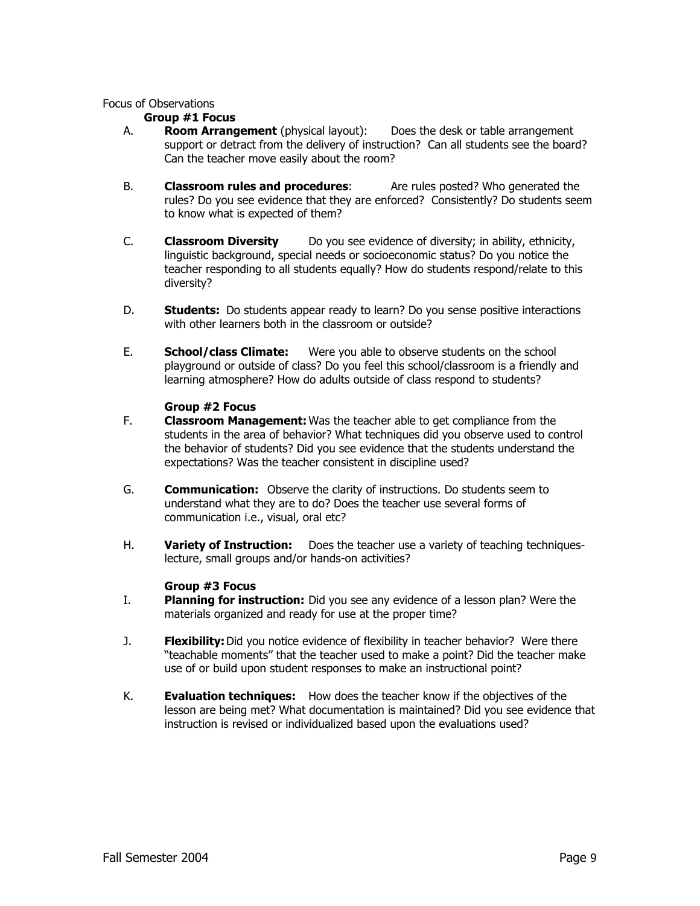Focus of Observations

### Group #1 Focus

A. **Room Arrangement** (physical layout): Does the desk or table arrangement support or detract from the delivery of instruction? Can all students see the board? Can the teacher move easily about the room?

B. **Classroom rules and procedures**: Are rules posted? Who generated the rules? Do you see evidence that they are enforced? Consistently? Do students seem to know what is expected of them?

C. **Classroom Diversity** Do you see evidence of diversity; in ability, ethnicity, linguistic background, special needs or socioeconomic status? Do you notice the teacher responding to all students equally? How do students respond/relate to this diversity?

D. **Students:** Do students appear ready to learn? Do you sense positive interactions with other learners both in the classroom or outside?

E. **School/class Climate:** Were you able to observe students on the school playground or outside of class? Do you feel this school/classroom is a friendly and learning atmosphere? How do adults outside of class respond to students?

### Group #2 Focus

F. **Classroom Management:** Was the teacher able to get compliance from the students in the area of behavior? What techniques did you observe used to control the behavior of students? Did you see evidence that the students understand the expectations? Was the teacher consistent in discipline used?

G. **Communication:** Observe the clarity of instructions. Do students seem to understand what they are to do? Does the teacher use several forms of communication i.e., visual, oral etc?

H. **Variety of Instruction:** Does the teacher use a variety of teaching techniques-lecture, small groups and/or hands-on activities?

### Group #3 Focus

I. **Planning for instruction:** Did you see any evidence of a lesson plan? Were the materials organized and ready for use at the proper time?

J. **Flexibility:** Did you notice evidence of flexibility in teacher behavior? Were there "teachable moments" that the teacher used to make a point? Did the teacher make use of or build upon student responses to make an instructional point?

K. **Evaluation techniques:** How does the teacher know if the objectives of the lesson are being met? What documentation is maintained? Did you see evidence that instruction is revised or individualized based upon the evaluations used?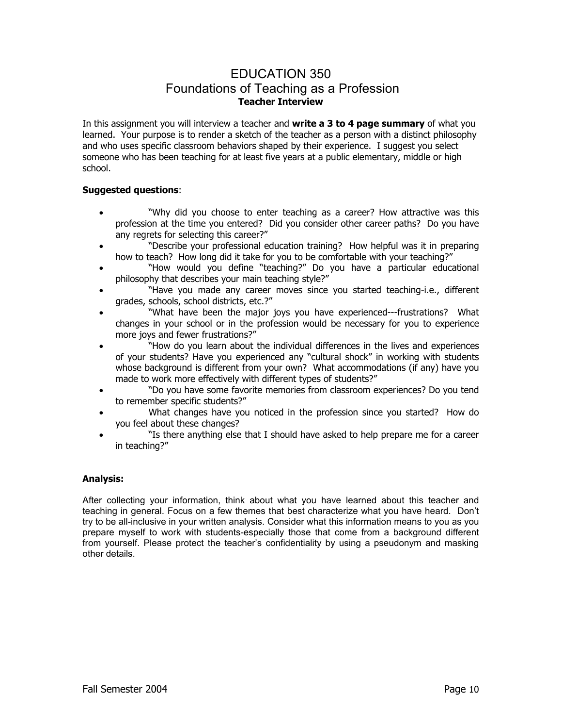# EDUCATION 350
## Foundations of Teaching as a Profession
### Teacher Interview

In this assignment you will interview a teacher and **write a 3 to 4 page summary** of what you learned. Your purpose is to render a sketch of the teacher as a person with a distinct philosophy and who uses specific classroom behaviors shaped by their experience. I suggest you select someone who has been teaching for at least five years at a public elementary, middle or high school.

**Suggested questions**:

- "Why did you choose to enter teaching as a career? How attractive was this profession at the time you entered? Did you consider other career paths? Do you have any regrets for selecting this career?"
- "Describe your professional education training? How helpful was it in preparing how to teach? How long did it take for you to be comfortable with your teaching?"
- "How would you define "teaching?" Do you have a particular educational philosophy that describes your main teaching style?"
- "Have you made any career moves since you started teaching-i.e., different grades, schools, school districts, etc.?"
- "What have been the major joys you have experienced---frustrations? What changes in your school or in the profession would be necessary for you to experience more joys and fewer frustrations?"
- "How do you learn about the individual differences in the lives and experiences of your students? Have you experienced any "cultural shock" in working with students whose background is different from your own? What accommodations (if any) have you made to work more effectively with different types of students?"
- "Do you have some favorite memories from classroom experiences? Do you tend to remember specific students?"
- What changes have you noticed in the profession since you started? How do you feel about these changes?
- "Is there anything else that I should have asked to help prepare me for a career in teaching?"

**Analysis:**

After collecting your information, think about what you have learned about this teacher and teaching in general. Focus on a few themes that best characterize what you have heard. Don't try to be all-inclusive in your written analysis. Consider what this information means to you as you prepare myself to work with students-especially those that come from a background different from yourself. Please protect the teacher's confidentiality by using a pseudonym and masking other details.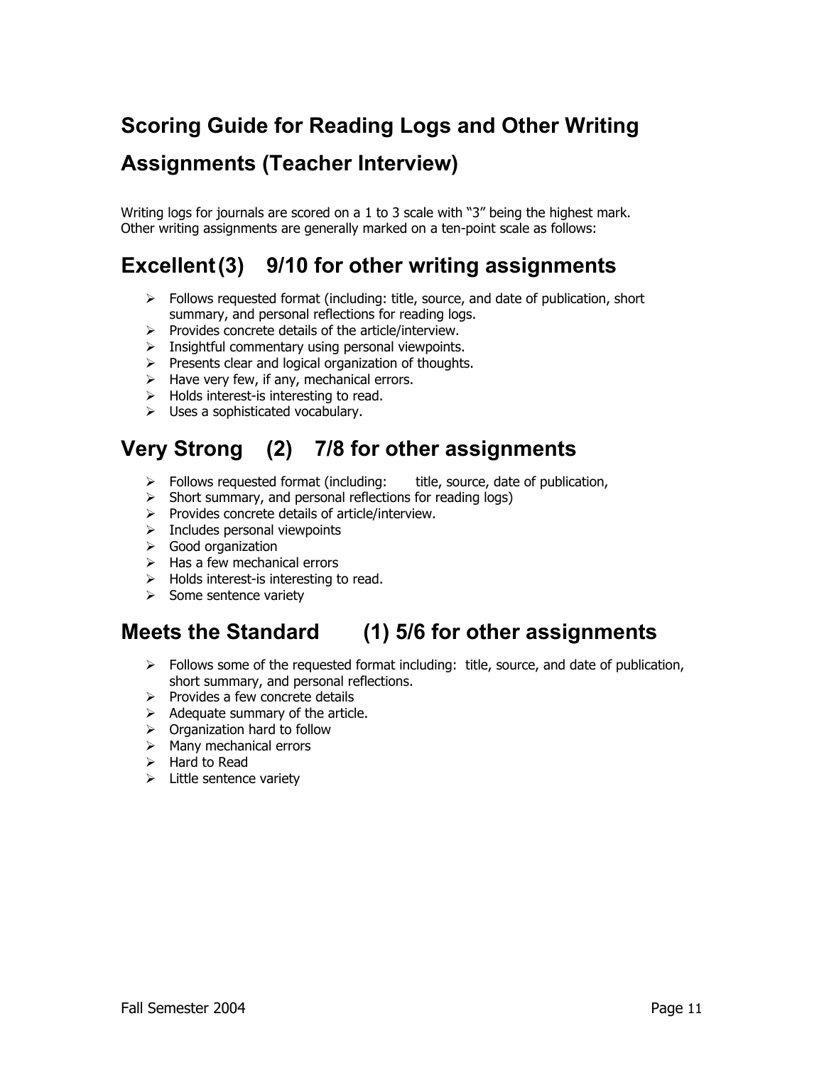## Scoring Guide for Reading Logs and Other Writing Assignments (Teacher Interview)

Writing logs for journals are scored on a 1 to 3 scale with "3" being the highest mark. Other writing assignments are generally marked on a ten-point scale as follows:

## Excellent (3) 9/10 for other writing assignments

- Follows requested format (including: title, source, and date of publication, short summary, and personal reflections for reading logs.
- Provides concrete details of the article/interview.
- Insightful commentary using personal viewpoints.
- Presents clear and logical organization of thoughts.
- Have very few, if any, mechanical errors.
- Holds interest-is interesting to read.
- Uses a sophisticated vocabulary.

## Very Strong (2) 7/8 for other assignments

- Follows requested format (including: title, source, date of publication,
- Short summary, and personal reflections for reading logs)
- Provides concrete details of article/interview.
- Includes personal viewpoints
- Good organization
- Has a few mechanical errors
- Holds interest-is interesting to read.
- Some sentence variety

## Meets the Standard (1) 5/6 for other assignments

- Follows some of the requested format including: title, source, and date of publication, short summary, and personal reflections.
- Provides a few concrete details
- Adequate summary of the article.
- Organization hard to follow
- Many mechanical errors
- Hard to Read
- Little sentence variety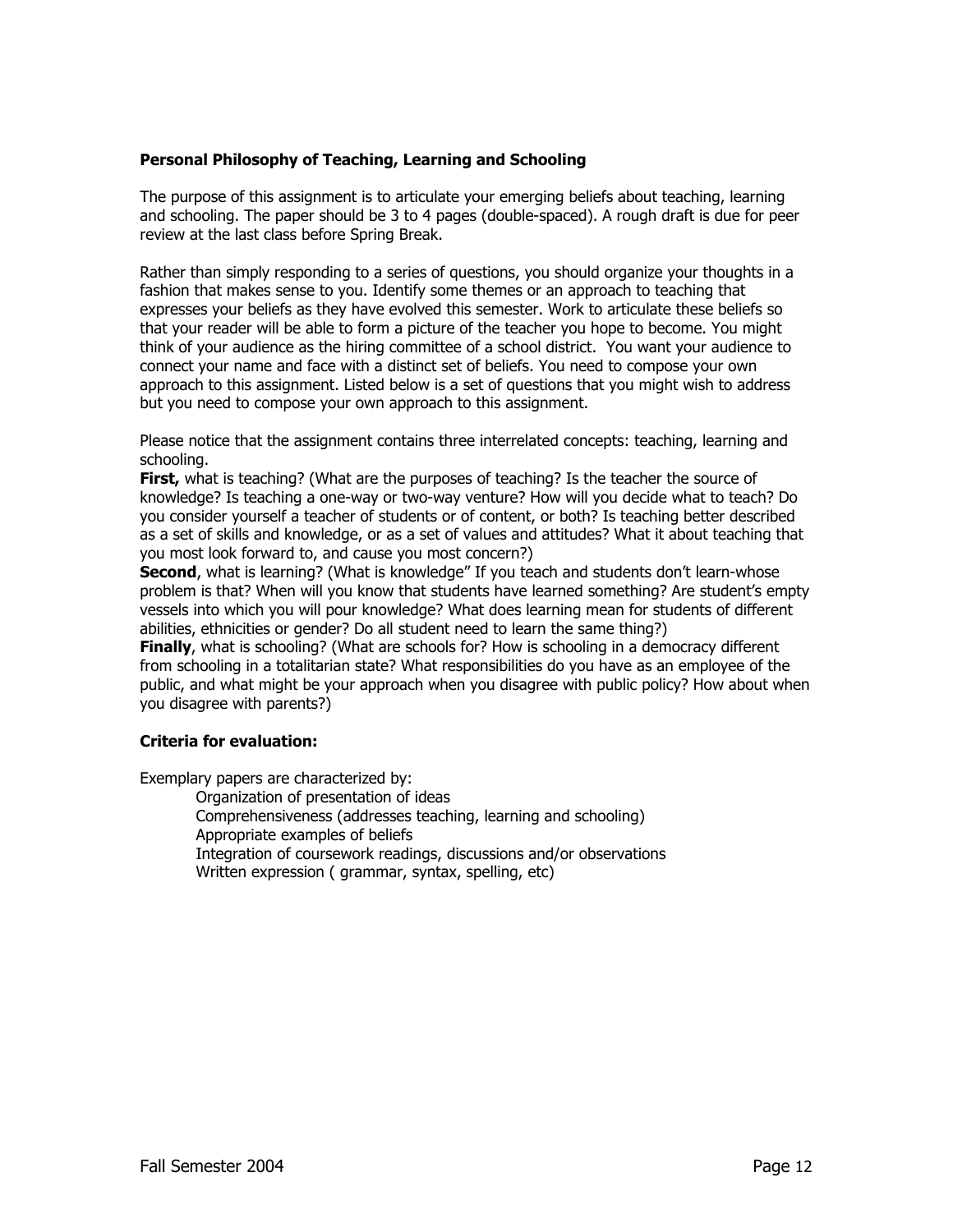**Personal Philosophy of Teaching, Learning and Schooling**

The purpose of this assignment is to articulate your emerging beliefs about teaching, learning and schooling. The paper should be 3 to 4 pages (double-spaced). A rough draft is due for peer review at the last class before Spring Break.

Rather than simply responding to a series of questions, you should organize your thoughts in a fashion that makes sense to you. Identify some themes or an approach to teaching that expresses your beliefs as they have evolved this semester. Work to articulate these beliefs so that your reader will be able to form a picture of the teacher you hope to become. You might think of your audience as the hiring committee of a school district. You want your audience to connect your name and face with a distinct set of beliefs. You need to compose your own approach to this assignment. Listed below is a set of questions that you might wish to address but you need to compose your own approach to this assignment.

Please notice that the assignment contains three interrelated concepts: teaching, learning and schooling.

**First,** what is teaching? (What are the purposes of teaching? Is the teacher the source of knowledge? Is teaching a one-way or two-way venture? How will you decide what to teach? Do you consider yourself a teacher of students or of content, or both? Is teaching better described as a set of skills and knowledge, or as a set of values and attitudes? What it about teaching that you most look forward to, and cause you most concern?)

**Second**, what is learning? (What is knowledge" If you teach and students don't learn-whose problem is that? When will you know that students have learned something? Are student's empty vessels into which you will pour knowledge? What does learning mean for students of different abilities, ethnicities or gender? Do all student need to learn the same thing?)

**Finally**, what is schooling? (What are schools for? How is schooling in a democracy different from schooling in a totalitarian state? What responsibilities do you have as an employee of the public, and what might be your approach when you disagree with public policy? How about when you disagree with parents?)

**Criteria for evaluation:**

Exemplary papers are characterized by:

- Organization of presentation of ideas
- Comprehensiveness (addresses teaching, learning and schooling)
- Appropriate examples of beliefs
- Integration of coursework readings, discussions and/or observations
- Written expression ( grammar, syntax, spelling, etc)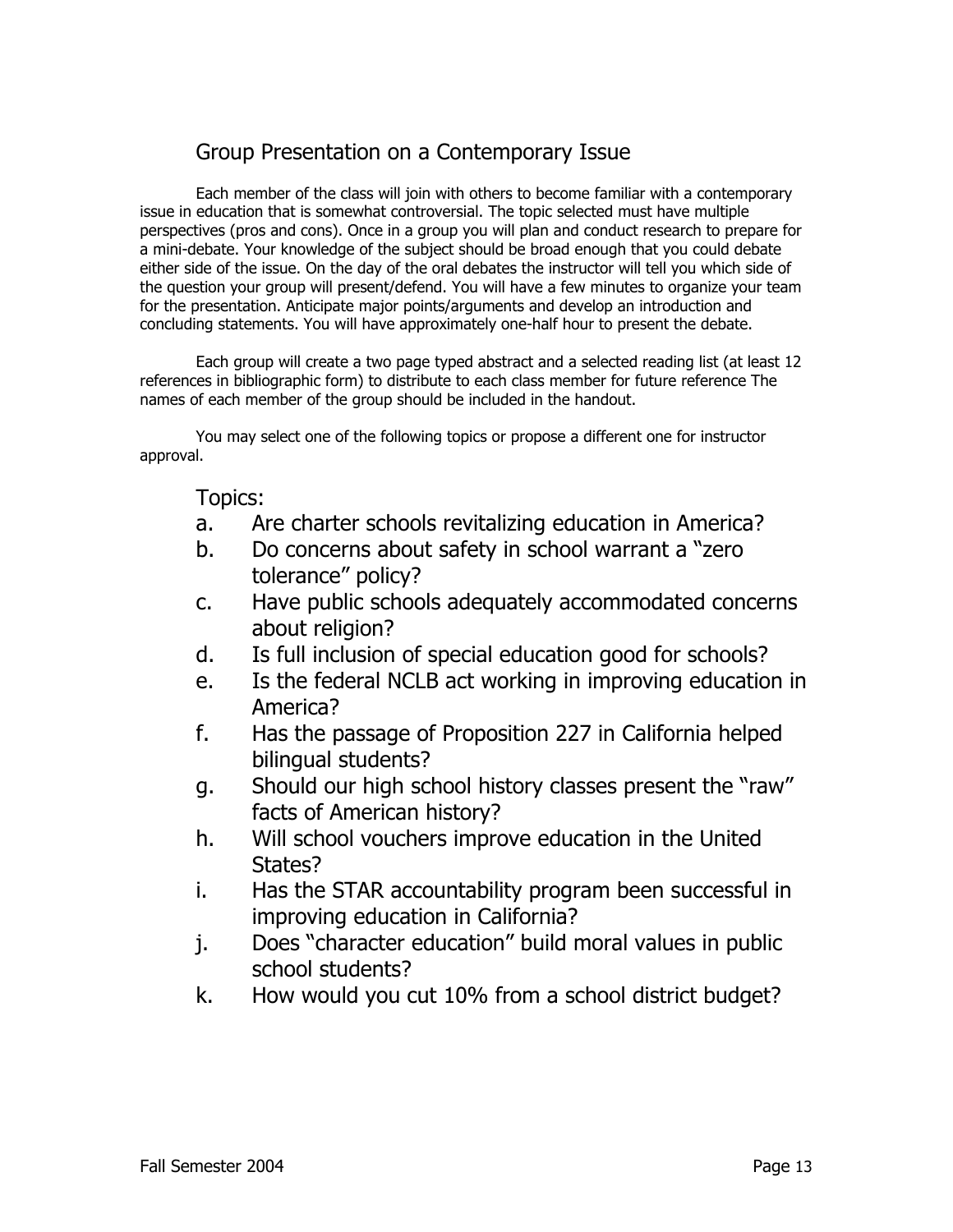## Group Presentation on a Contemporary Issue

Each member of the class will join with others to become familiar with a contemporary issue in education that is somewhat controversial. The topic selected must have multiple perspectives (pros and cons). Once in a group you will plan and conduct research to prepare for a mini-debate. Your knowledge of the subject should be broad enough that you could debate either side of the issue. On the day of the oral debates the instructor will tell you which side of the question your group will present/defend. You will have a few minutes to organize your team for the presentation. Anticipate major points/arguments and develop an introduction and concluding statements. You will have approximately one-half hour to present the debate.

Each group will create a two page typed abstract and a selected reading list (at least 12 references in bibliographic form) to distribute to each class member for future reference The names of each member of the group should be included in the handout.

You may select one of the following topics or propose a different one for instructor approval.

Topics:

a. Are charter schools revitalizing education in America?
b. Do concerns about safety in school warrant a "zero tolerance" policy?
c. Have public schools adequately accommodated concerns about religion?
d. Is full inclusion of special education good for schools?
e. Is the federal NCLB act working in improving education in America?
f. Has the passage of Proposition 227 in California helped bilingual students?
g. Should our high school history classes present the "raw" facts of American history?
h. Will school vouchers improve education in the United States?
i. Has the STAR accountability program been successful in improving education in California?
j. Does "character education" build moral values in public school students?
k. How would you cut 10% from a school district budget?